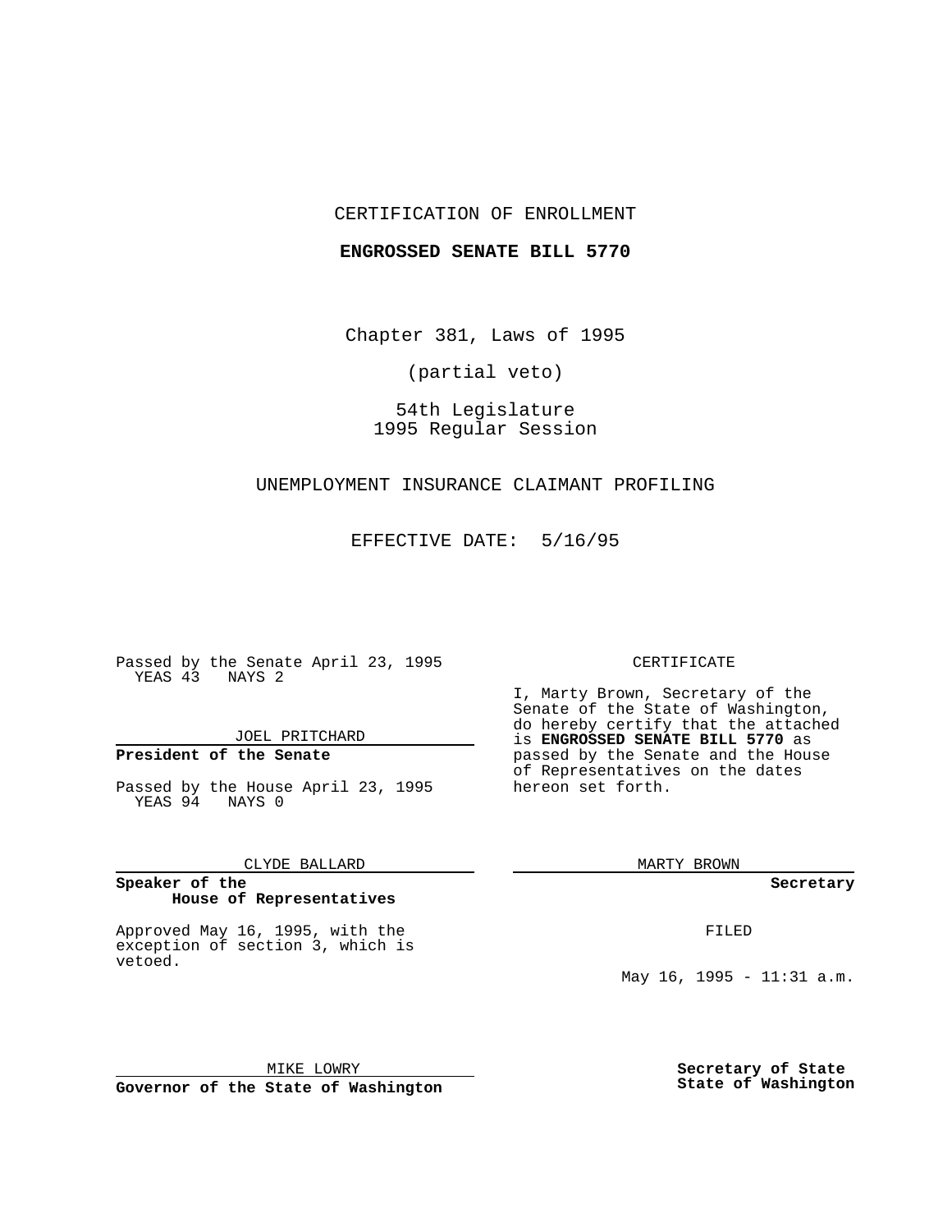CERTIFICATION OF ENROLLMENT

**ENGROSSED SENATE BILL 5770**

Chapter 381, Laws of 1995

(partial veto)

54th Legislature
1995 Regular Session

UNEMPLOYMENT INSURANCE CLAIMANT PROFILING

EFFECTIVE DATE: 5/16/95

Passed by the Senate April 23, 1995
YEAS 43 NAYS 2

JOEL PRITCHARD

**President of the Senate**

Passed by the House April 23, 1995
YEAS 94 NAYS 0

CLYDE BALLARD

**Speaker of the House of Representatives**

Approved May 16, 1995, with the exception of section 3, which is vetoed.

MIKE LOWRY

**Governor of the State of Washington**

CERTIFICATE

I, Marty Brown, Secretary of the Senate of the State of Washington, do hereby certify that the attached is **ENGROSSED SENATE BILL 5770** as passed by the Senate and the House of Representatives on the dates hereon set forth.

MARTY BROWN

**Secretary**

FILED

May 16, 1995 - 11:31 a.m.

**Secretary of State State of Washington**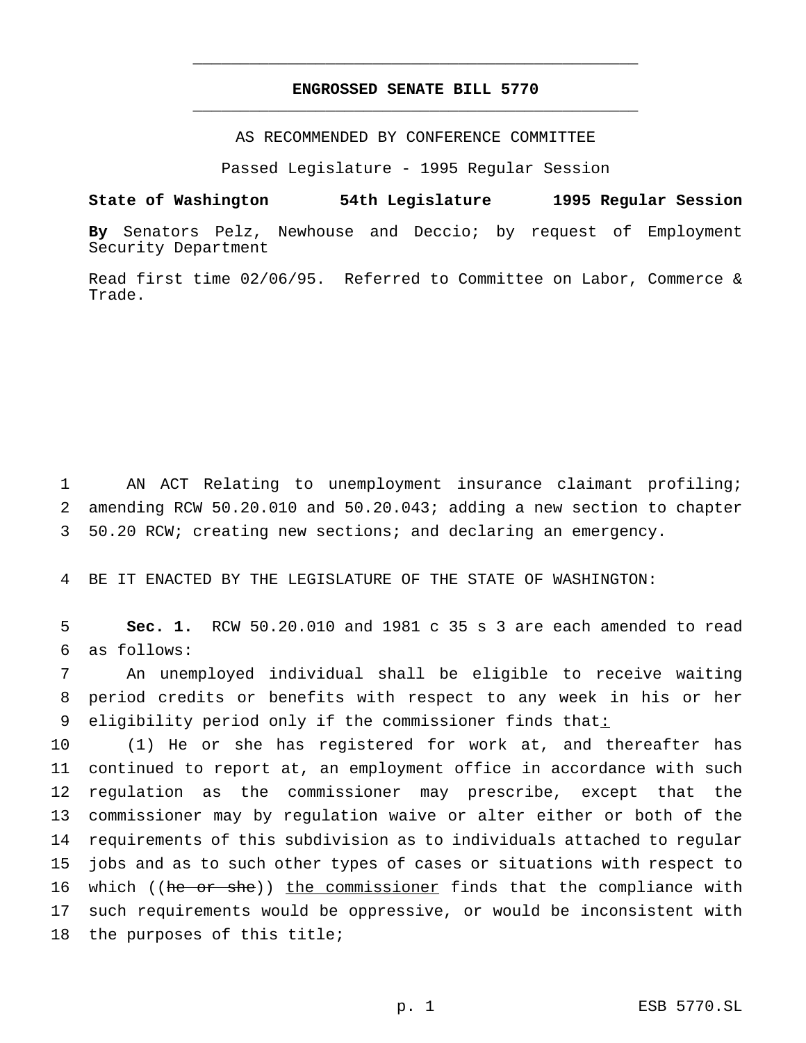# ENGROSSED SENATE BILL 5770

AS RECOMMENDED BY CONFERENCE COMMITTEE

Passed Legislature - 1995 Regular Session

**State of Washington 54th Legislature 1995 Regular Session**

**By** Senators Pelz, Newhouse and Deccio; by request of Employment Security Department

Read first time 02/06/95. Referred to Committee on Labor, Commerce & Trade.

1 AN ACT Relating to unemployment insurance claimant profiling;
2 amending RCW 50.20.010 and 50.20.043; adding a new section to chapter
3 50.20 RCW; creating new sections; and declaring an emergency.

4 BE IT ENACTED BY THE LEGISLATURE OF THE STATE OF WASHINGTON:

5 **Sec. 1.** RCW 50.20.010 and 1981 c 35 s 3 are each amended to read
6 as follows:

7 An unemployed individual shall be eligible to receive waiting
8 period credits or benefits with respect to any week in his or her
9 eligibility period only if the commissioner finds that<u>:</u>

10 (1) He or she has registered for work at, and thereafter has
11 continued to report at, an employment office in accordance with such
12 regulation as the commissioner may prescribe, except that the
13 commissioner may by regulation waive or alter either or both of the
14 requirements of this subdivision as to individuals attached to regular
15 jobs and as to such other types of cases or situations with respect to
16 which ((~~he or she~~)) <u>the commissioner</u> finds that the compliance with
17 such requirements would be oppressive, or would be inconsistent with
18 the purposes of this title;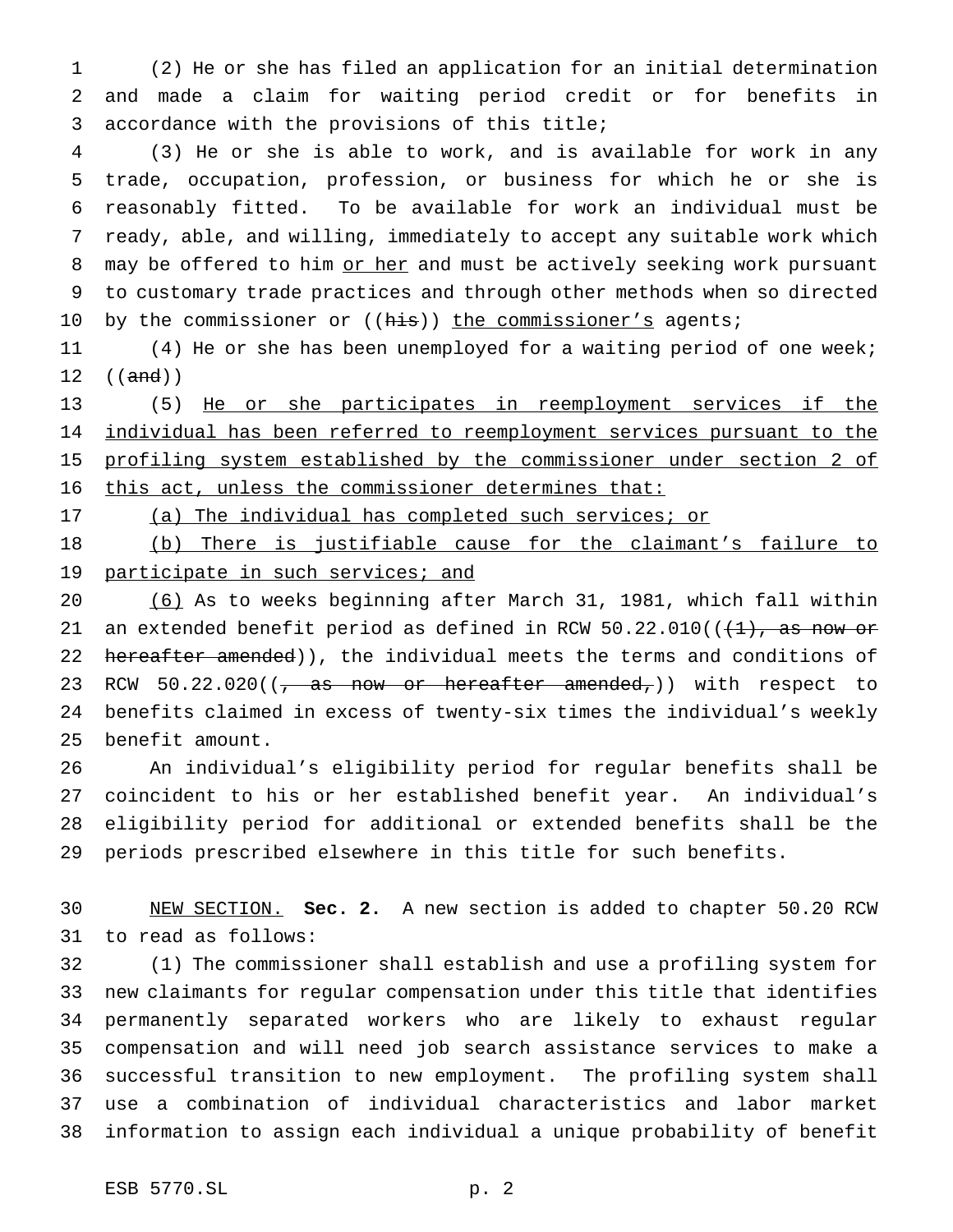(2) He or she has filed an application for an initial determination and made a claim for waiting period credit or for benefits in accordance with the provisions of this title;

(3) He or she is able to work, and is available for work in any trade, occupation, profession, or business for which he or she is reasonably fitted. To be available for work an individual must be ready, able, and willing, immediately to accept any suitable work which may be offered to him or her and must be actively seeking work pursuant to customary trade practices and through other methods when so directed by the commissioner or ((his)) the commissioner's agents;

(4) He or she has been unemployed for a waiting period of one week; ((and))

(5) He or she participates in reemployment services if the individual has been referred to reemployment services pursuant to the profiling system established by the commissioner under section 2 of this act, unless the commissioner determines that:

(a) The individual has completed such services; or

(b) There is justifiable cause for the claimant's failure to participate in such services; and

(6) As to weeks beginning after March 31, 1981, which fall within an extended benefit period as defined in RCW 50.22.010(((1), as now or hereafter amended)), the individual meets the terms and conditions of RCW 50.22.020((, as now or hereafter amended,)) with respect to benefits claimed in excess of twenty-six times the individual's weekly benefit amount.

An individual's eligibility period for regular benefits shall be coincident to his or her established benefit year. An individual's eligibility period for additional or extended benefits shall be the periods prescribed elsewhere in this title for such benefits.

NEW SECTION. **Sec. 2.** A new section is added to chapter 50.20 RCW to read as follows:

(1) The commissioner shall establish and use a profiling system for new claimants for regular compensation under this title that identifies permanently separated workers who are likely to exhaust regular compensation and will need job search assistance services to make a successful transition to new employment. The profiling system shall use a combination of individual characteristics and labor market information to assign each individual a unique probability of benefit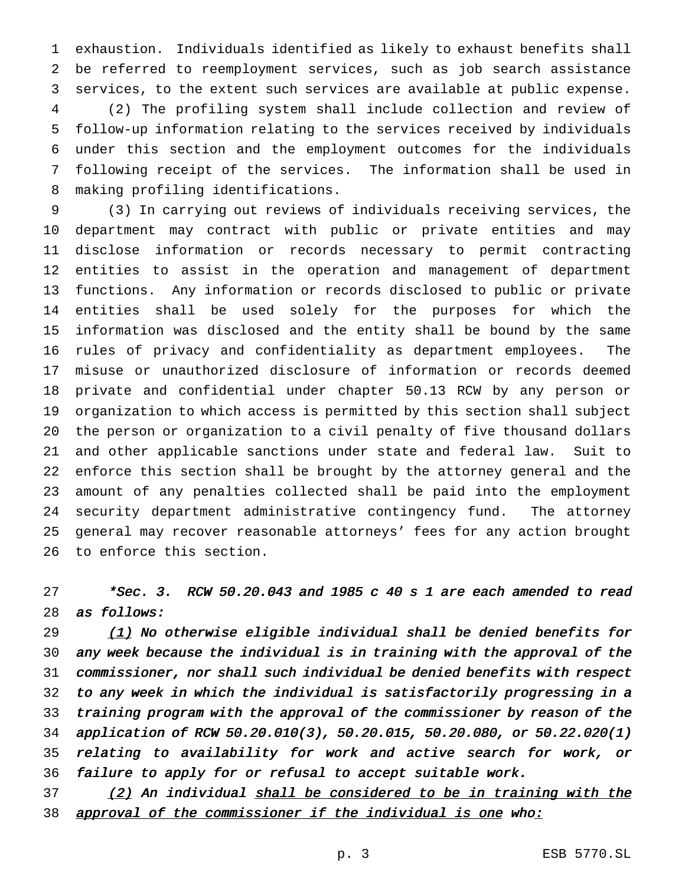exhaustion. Individuals identified as likely to exhaust benefits shall be referred to reemployment services, such as job search assistance services, to the extent such services are available at public expense.

(2) The profiling system shall include collection and review of follow-up information relating to the services received by individuals under this section and the employment outcomes for the individuals following receipt of the services. The information shall be used in making profiling identifications.

(3) In carrying out reviews of individuals receiving services, the department may contract with public or private entities and may disclose information or records necessary to permit contracting entities to assist in the operation and management of department functions. Any information or records disclosed to public or private entities shall be used solely for the purposes for which the information was disclosed and the entity shall be bound by the same rules of privacy and confidentiality as department employees. The misuse or unauthorized disclosure of information or records deemed private and confidential under chapter 50.13 RCW by any person or organization to which access is permitted by this section shall subject the person or organization to a civil penalty of five thousand dollars and other applicable sanctions under state and federal law. Suit to enforce this section shall be brought by the attorney general and the amount of any penalties collected shall be paid into the employment security department administrative contingency fund. The attorney general may recover reasonable attorneys' fees for any action brought to enforce this section.

*\*Sec. 3. RCW 50.20.043 and 1985 c 40 s 1 are each amended to read as follows:*

*<u>(1)</u> No otherwise eligible individual shall be denied benefits for any week because the individual is in training with the approval of the commissioner, nor shall such individual be denied benefits with respect to any week in which the individual is satisfactorily progressing in a training program with the approval of the commissioner by reason of the application of RCW 50.20.010(3), 50.20.015, 50.20.080, or 50.22.020(1) relating to availability for work and active search for work, or failure to apply for or refusal to accept suitable work.*

*<u>(2)</u> An individual <u>shall be considered to be in training with the approval of the commissioner if the individual is one</u> who<u>:</u>*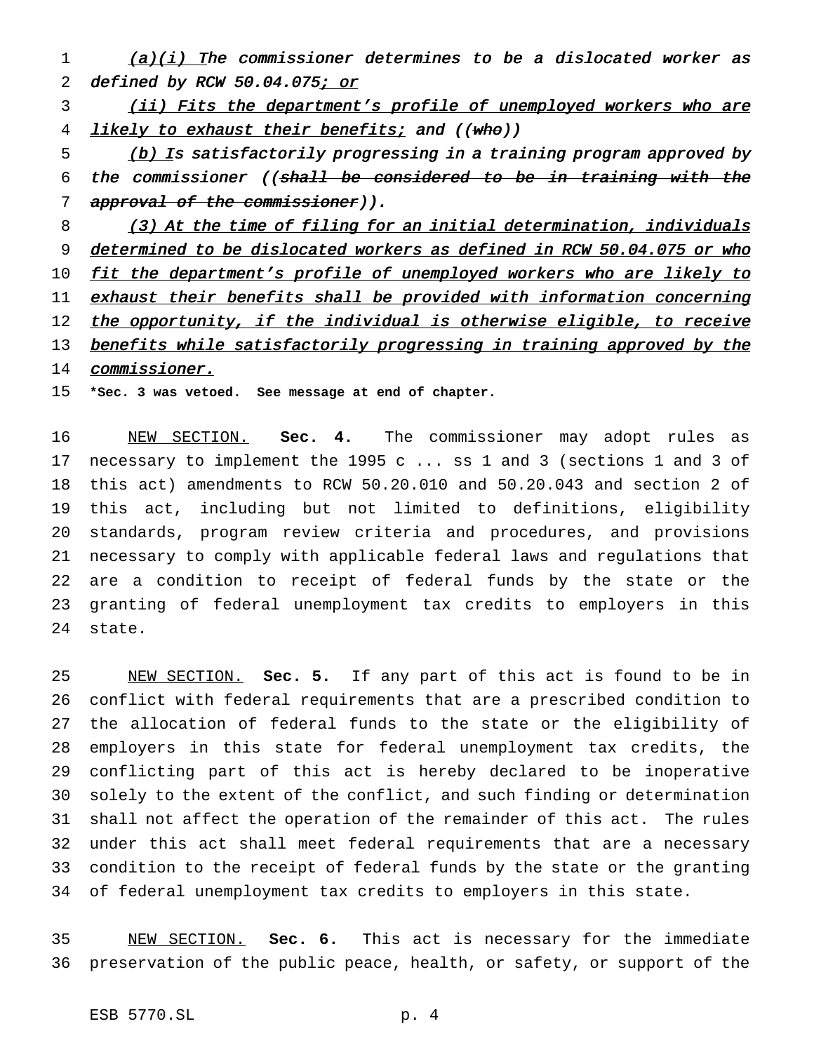(a)(i) The commissioner determines to be a dislocated worker as defined by RCW 50.04.075; or

(ii) Fits the department's profile of unemployed workers who are likely to exhaust their benefits; and ((who))

(b) Is satisfactorily progressing in a training program approved by the commissioner ((shall be considered to be in training with the approval of the commissioner)).

(3) At the time of filing for an initial determination, individuals determined to be dislocated workers as defined in RCW 50.04.075 or who fit the department's profile of unemployed workers who are likely to exhaust their benefits shall be provided with information concerning the opportunity, if the individual is otherwise eligible, to receive benefits while satisfactorily progressing in training approved by the commissioner.

**\*Sec. 3 was vetoed. See message at end of chapter.**

NEW SECTION. **Sec. 4.** The commissioner may adopt rules as necessary to implement the 1995 c ... ss 1 and 3 (sections 1 and 3 of this act) amendments to RCW 50.20.010 and 50.20.043 and section 2 of this act, including but not limited to definitions, eligibility standards, program review criteria and procedures, and provisions necessary to comply with applicable federal laws and regulations that are a condition to receipt of federal funds by the state or the granting of federal unemployment tax credits to employers in this state.

NEW SECTION. **Sec. 5.** If any part of this act is found to be in conflict with federal requirements that are a prescribed condition to the allocation of federal funds to the state or the eligibility of employers in this state for federal unemployment tax credits, the conflicting part of this act is hereby declared to be inoperative solely to the extent of the conflict, and such finding or determination shall not affect the operation of the remainder of this act. The rules under this act shall meet federal requirements that are a necessary condition to the receipt of federal funds by the state or the granting of federal unemployment tax credits to employers in this state.

NEW SECTION. **Sec. 6.** This act is necessary for the immediate preservation of the public peace, health, or safety, or support of the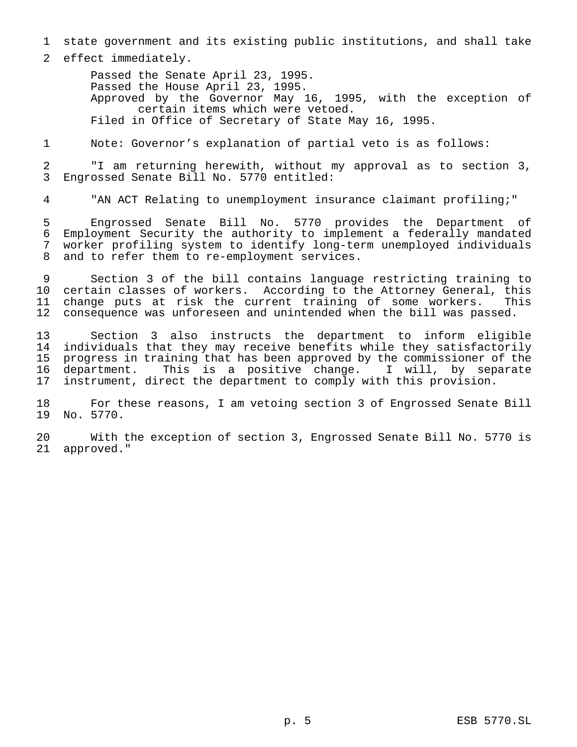state government and its existing public institutions, and shall take effect immediately.

Passed the Senate April 23, 1995.
Passed the House April 23, 1995.
Approved by the Governor May 16, 1995, with the exception of certain items which were vetoed.
Filed in Office of Secretary of State May 16, 1995.

Note: Governor's explanation of partial veto is as follows:

"I am returning herewith, without my approval as to section 3, Engrossed Senate Bill No. 5770 entitled:

"AN ACT Relating to unemployment insurance claimant profiling;"

Engrossed Senate Bill No. 5770 provides the Department of Employment Security the authority to implement a federally mandated worker profiling system to identify long-term unemployed individuals and to refer them to re-employment services.

Section 3 of the bill contains language restricting training to certain classes of workers. According to the Attorney General, this change puts at risk the current training of some workers. This consequence was unforeseen and unintended when the bill was passed.

Section 3 also instructs the department to inform eligible individuals that they may receive benefits while they satisfactorily progress in training that has been approved by the commissioner of the department. This is a positive change. I will, by separate instrument, direct the department to comply with this provision.

For these reasons, I am vetoing section 3 of Engrossed Senate Bill No. 5770.

With the exception of section 3, Engrossed Senate Bill No. 5770 is approved."